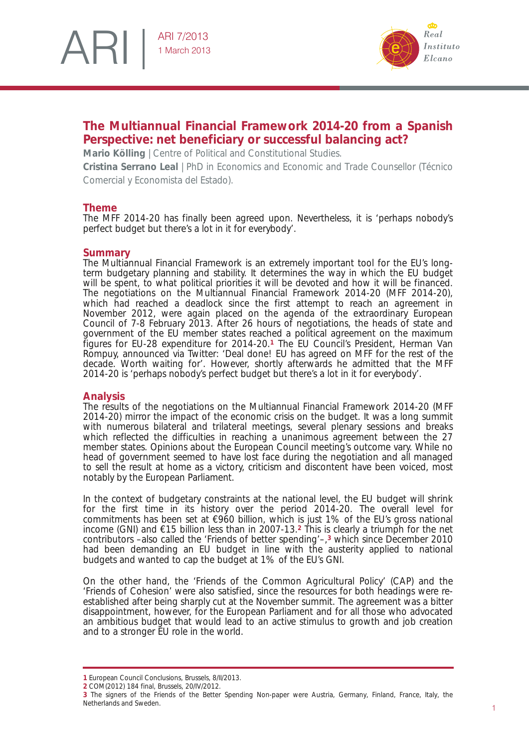ARI 7/2013
1 March 2013

# The Multiannual Financial Framework 2014-20 from a Spanish Perspective: net beneficiary or successful balancing act?

**Mario Kölling** | Centre of Political and Constitutional Studies.

**Cristina Serrano Leal** | PhD in Economics and Economic and Trade Counsellor (Técnico Comercial y Economista del Estado).

## Theme

The MFF 2014-20 has finally been agreed upon. Nevertheless, it is 'perhaps nobody's perfect budget but there's a lot in it for everybody'.

## Summary

The Multiannual Financial Framework is an extremely important tool for the EU's long-term budgetary planning and stability. It determines the way in which the EU budget will be spent, to what political priorities it will be devoted and how it will be financed. The negotiations on the Multiannual Financial Framework 2014-20 (MFF 2014-20), which had reached a deadlock since the first attempt to reach an agreement in November 2012, were again placed on the agenda of the extraordinary European Council of 7-8 February 2013. After 26 hours of negotiations, the heads of state and government of the EU member states reached a political agreement on the maximum figures for EU-28 expenditure for 2014-20.[1] The EU Council's President, Herman Van Rompuy, announced via Twitter: 'Deal done! EU has agreed on MFF for the rest of the decade. Worth waiting for'. However, shortly afterwards he admitted that the MFF 2014-20 is 'perhaps nobody's perfect budget but there's a lot in it for everybody'.

## Analysis

The results of the negotiations on the Multiannual Financial Framework 2014-20 (MFF 2014-20) mirror the impact of the economic crisis on the budget. It was a long summit with numerous bilateral and trilateral meetings, several plenary sessions and breaks which reflected the difficulties in reaching a unanimous agreement between the 27 member states. Opinions about the European Council meeting's outcome vary. While no head of government seemed to have lost face during the negotiation and all managed to sell the result at home as a victory, criticism and discontent have been voiced, most notably by the European Parliament.

In the context of budgetary constraints at the national level, the EU budget will shrink for the first time in its history over the period 2014-20. The overall level for commitments has been set at €960 billion, which is just 1% of the EU's gross national income (GNI) and €15 billion less than in 2007-13.[2] This is clearly a triumph for the net contributors –also called the 'Friends of better spending'–,[3] which since December 2010 had been demanding an EU budget in line with the austerity applied to national budgets and wanted to cap the budget at 1% of the EU's GNI.

On the other hand, the 'Friends of the Common Agricultural Policy' (CAP) and the 'Friends of Cohesion' were also satisfied, since the resources for both headings were re-established after being sharply cut at the November summit. The agreement was a bitter disappointment, however, for the European Parliament and for all those who advocated an ambitious budget that would lead to an active stimulus to growth and job creation and to a stronger EU role in the world.

---

[1] European Council Conclusions, Brussels, 8/II/2013.

[2] COM(2012) 184 final, Brussels, 20/IV/2012.

[3] The signers of the Friends of the Better Spending Non-paper were Austria, Germany, Finland, France, Italy, the Netherlands and Sweden.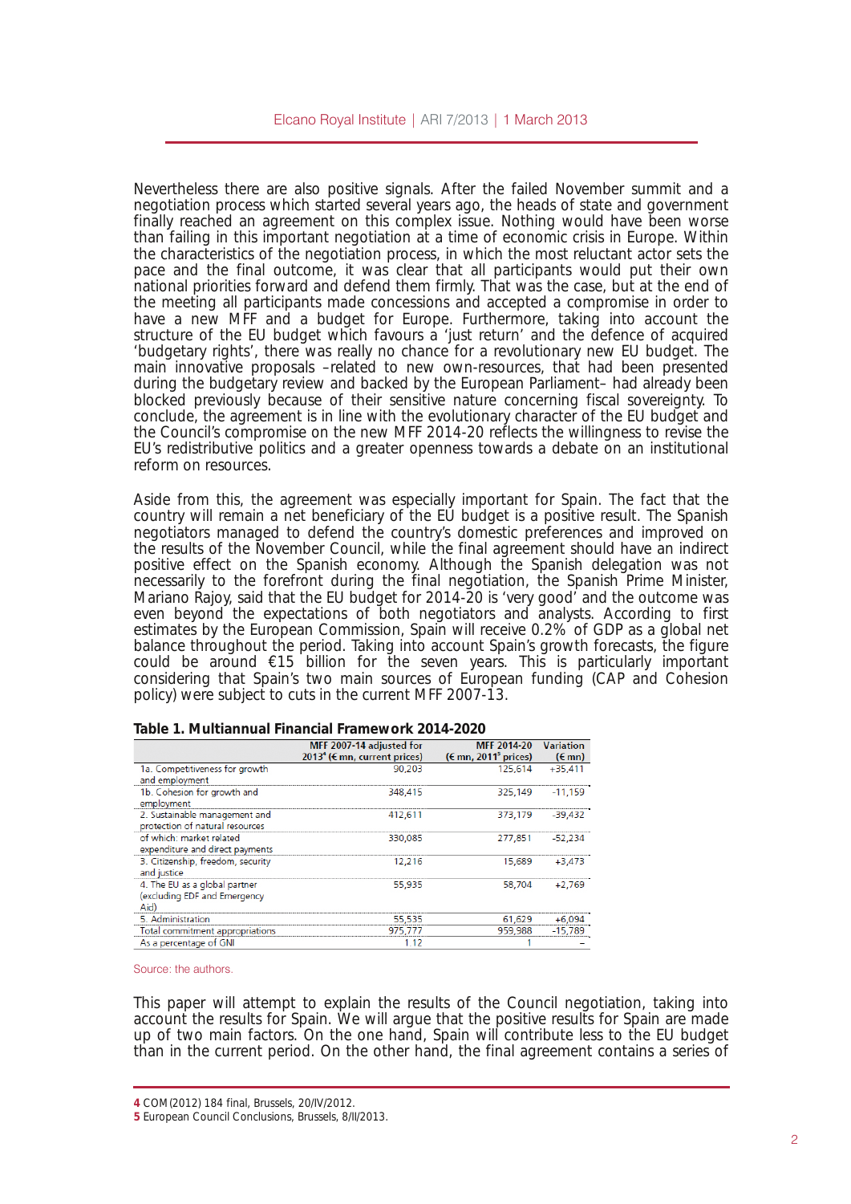Nevertheless there are also positive signals. After the failed November summit and a negotiation process which started several years ago, the heads of state and government finally reached an agreement on this complex issue. Nothing would have been worse than failing in this important negotiation at a time of economic crisis in Europe. Within the characteristics of the negotiation process, in which the most reluctant actor sets the pace and the final outcome, it was clear that all participants would put their own national priorities forward and defend them firmly. That was the case, but at the end of the meeting all participants made concessions and accepted a compromise in order to have a new MFF and a budget for Europe. Furthermore, taking into account the structure of the EU budget which favours a 'just return' and the defence of acquired 'budgetary rights', there was really no chance for a revolutionary new EU budget. The main innovative proposals –related to new own-resources, that had been presented during the budgetary review and backed by the European Parliament– had already been blocked previously because of their sensitive nature concerning fiscal sovereignty. To conclude, the agreement is in line with the evolutionary character of the EU budget and the Council's compromise on the new MFF 2014-20 reflects the willingness to revise the EU's redistributive politics and a greater openness towards a debate on an institutional reform on resources.

Aside from this, the agreement was especially important for Spain. The fact that the country will remain a net beneficiary of the EU budget is a positive result. The Spanish negotiators managed to defend the country's domestic preferences and improved on the results of the November Council, while the final agreement should have an indirect positive effect on the Spanish economy. Although the Spanish delegation was not necessarily to the forefront during the final negotiation, the Spanish Prime Minister, Mariano Rajoy, said that the EU budget for 2014-20 is 'very good' and the outcome was even beyond the expectations of both negotiators and analysts. According to first estimates by the European Commission, Spain will receive 0.2% of GDP as a global net balance throughout the period. Taking into account Spain's growth forecasts, the figure could be around €15 billion for the seven years. This is particularly important considering that Spain's two main sources of European funding (CAP and Cohesion policy) were subject to cuts in the current MFF 2007-13.

**Table 1. Multiannual Financial Framework 2014-2020**

| | MFF 2007-14 adjusted for 2013[4] (€ mn, current prices) | MFF 2014-20 (€ mn, 2011[5] prices) | Variation (€ mn) |
|---|---|---|---|
| 1a. Competitiveness for growth and employment | 90,203 | 125,614 | +35,411 |
| 1b. Cohesion for growth and employment | 348,415 | 325,149 | -11,159 |
| 2. Sustainable management and protection of natural resources | 412,611 | 373,179 | -39,432 |
| of which: market related expenditure and direct payments | 330,085 | 277,851 | -52,234 |
| 3. Citizenship, freedom, security and justice | 12,216 | 15,689 | +3,473 |
| 4. The EU as a global partner (excluding EDF and Emergency Aid) | 55,935 | 58,704 | +2,769 |
| 5. Administration | 55,535 | 61,629 | +6,094 |
| Total commitment appropriations | 975,777 | 959,988 | -15,789 |
| As a percentage of GNI | 1.12 | 1 | – |

Source: the authors.

This paper will attempt to explain the results of the Council negotiation, taking into account the results for Spain. We will argue that the positive results for Spain are made up of two main factors. On the one hand, Spain will contribute less to the EU budget than in the current period. On the other hand, the final agreement contains a series of

[4] COM(2012) 184 final, Brussels, 20/IV/2012.

[5] European Council Conclusions, Brussels, 8/II/2013.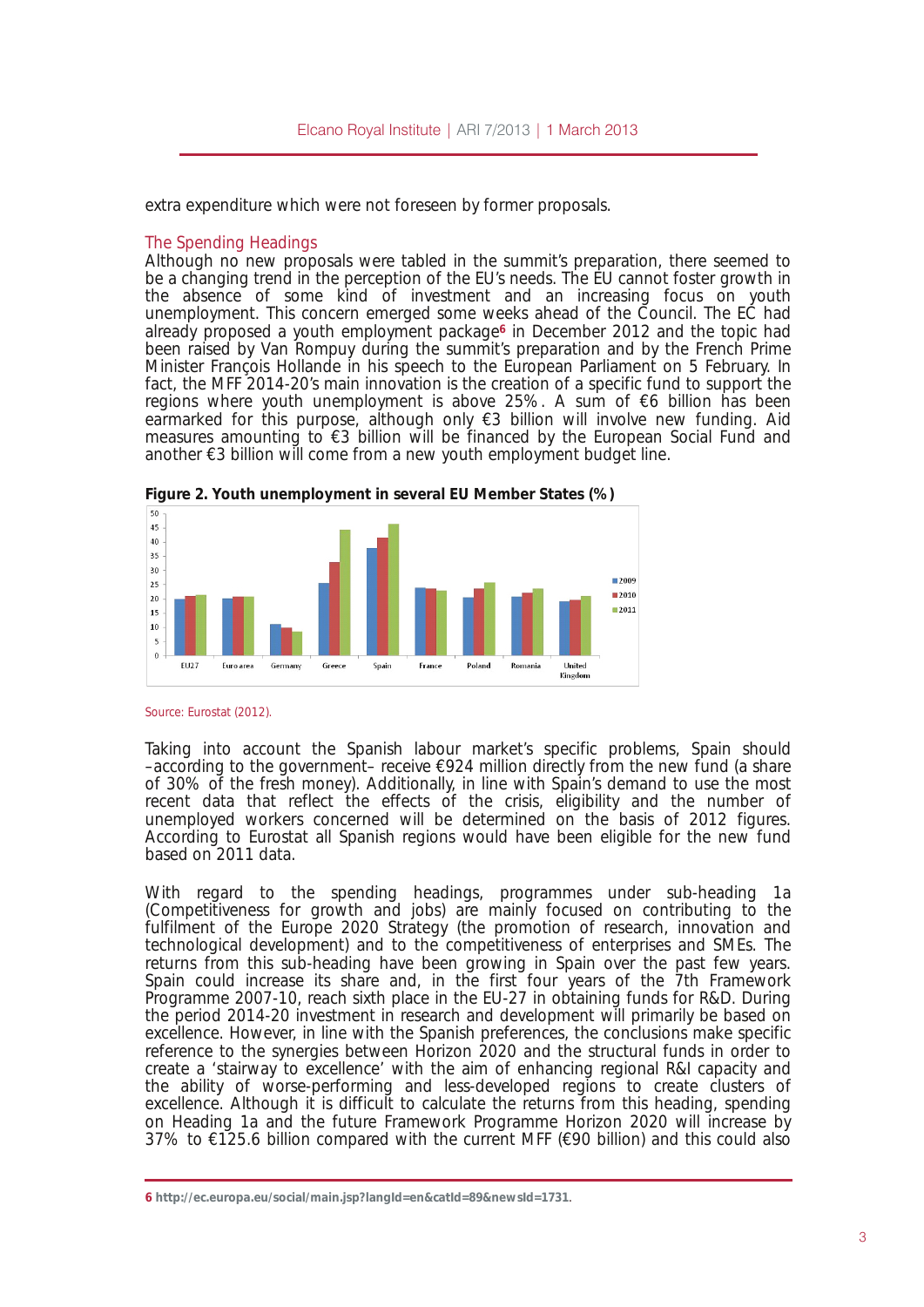extra expenditure which were not foreseen by former proposals.

## The Spending Headings

Although no new proposals were tabled in the summit's preparation, there seemed to be a changing trend in the perception of the EU's needs. The EU cannot foster growth in the absence of some kind of investment and an increasing focus on youth unemployment. This concern emerged some weeks ahead of the Council. The EC had already proposed a youth employment package[6] in December 2012 and the topic had been raised by Van Rompuy during the summit's preparation and by the French Prime Minister François Hollande in his speech to the European Parliament on 5 February. In fact, the MFF 2014-20's main innovation is the creation of a specific fund to support the regions where youth unemployment is above 25%. A sum of €6 billion has been earmarked for this purpose, although only €3 billion will involve new funding. Aid measures amounting to €3 billion will be financed by the European Social Fund and another €3 billion will come from a new youth employment budget line.

**Figure 2. Youth unemployment in several EU Member States (%)**

Source: Eurostat (2012).

Taking into account the Spanish labour market's specific problems, Spain should –according to the government– receive €924 million directly from the new fund (a share of 30% of the fresh money). Additionally, in line with Spain's demand to use the most recent data that reflect the effects of the crisis, eligibility and the number of unemployed workers concerned will be determined on the basis of 2012 figures. According to Eurostat all Spanish regions would have been eligible for the new fund based on 2011 data.

With regard to the spending headings, programmes under sub-heading 1a (Competitiveness for growth and jobs) are mainly focused on contributing to the fulfilment of the Europe 2020 Strategy (the promotion of research, innovation and technological development) and to the competitiveness of enterprises and SMEs. The returns from this sub-heading have been growing in Spain over the past few years. Spain could increase its share and, in the first four years of the 7th Framework Programme 2007-10, reach sixth place in the EU-27 in obtaining funds for R&D. During the period 2014-20 investment in research and development will primarily be based on excellence. However, in line with the Spanish preferences, the conclusions make specific reference to the synergies between Horizon 2020 and the structural funds in order to create a 'stairway to excellence' with the aim of enhancing regional R&I capacity and the ability of worse-performing and less-developed regions to create clusters of excellence. Although it is difficult to calculate the returns from this heading, spending on Heading 1a and the future Framework Programme Horizon 2020 will increase by 37% to €125.6 billion compared with the current MFF (€90 billion) and this could also

---

6 http://ec.europa.eu/social/main.jsp?langId=en&catId=89&newsId=1731.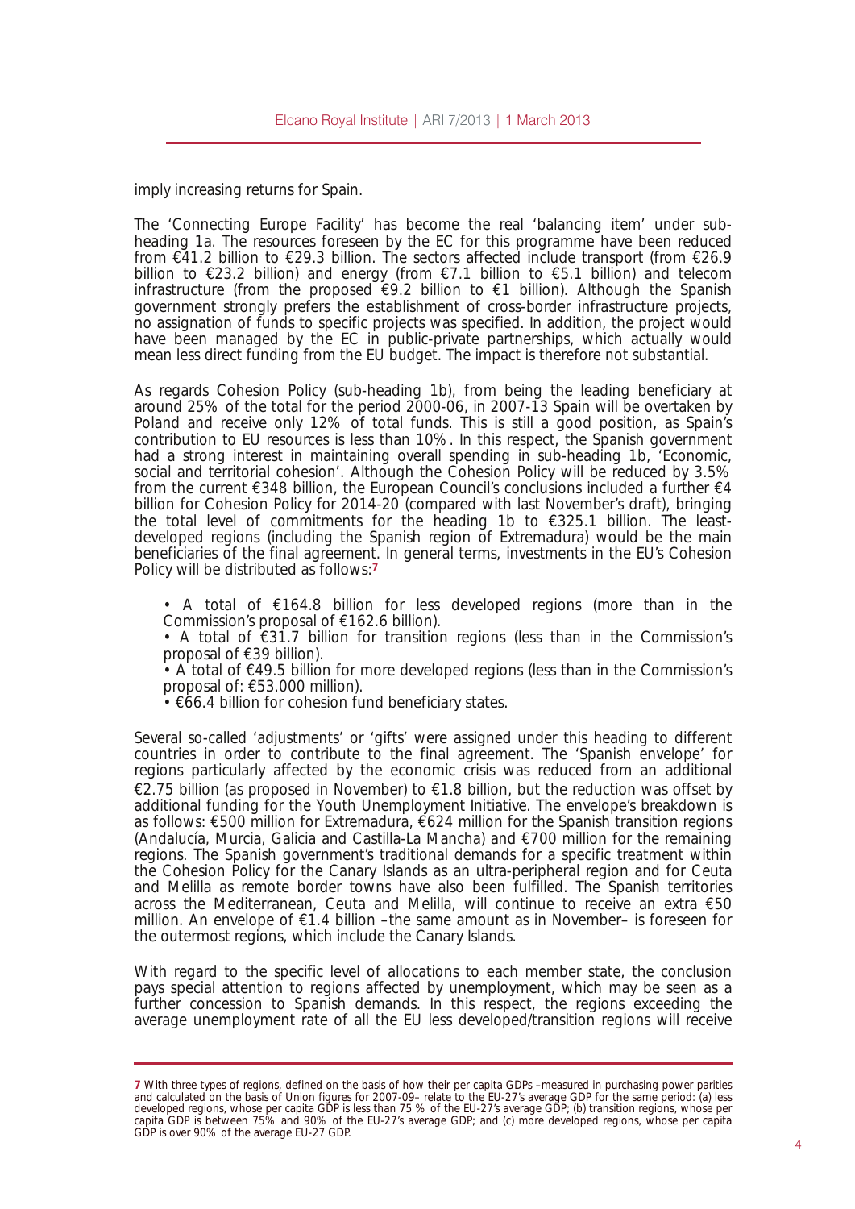imply increasing returns for Spain.

The 'Connecting Europe Facility' has become the real 'balancing item' under sub-heading 1a. The resources foreseen by the EC for this programme have been reduced from €41.2 billion to €29.3 billion. The sectors affected include transport (from €26.9 billion to €23.2 billion) and energy (from €7.1 billion to €5.1 billion) and telecom infrastructure (from the proposed €9.2 billion to €1 billion). Although the Spanish government strongly prefers the establishment of cross-border infrastructure projects, no assignation of funds to specific projects was specified. In addition, the project would have been managed by the EC in public-private partnerships, which actually would mean less direct funding from the EU budget. The impact is therefore not substantial.

As regards Cohesion Policy (sub-heading 1b), from being the leading beneficiary at around 25% of the total for the period 2000-06, in 2007-13 Spain will be overtaken by Poland and receive only 12% of total funds. This is still a good position, as Spain's contribution to EU resources is less than 10%. In this respect, the Spanish government had a strong interest in maintaining overall spending in sub-heading 1b, 'Economic, social and territorial cohesion'. Although the Cohesion Policy will be reduced by 3.5% from the current €348 billion, the European Council's conclusions included a further €4 billion for Cohesion Policy for 2014-20 (compared with last November's draft), bringing the total level of commitments for the heading 1b to €325.1 billion. The least-developed regions (including the Spanish region of Extremadura) would be the main beneficiaries of the final agreement. In general terms, investments in the EU's Cohesion Policy will be distributed as follows:[7]

- A total of €164.8 billion for less developed regions (more than in the Commission's proposal of €162.6 billion).
- A total of €31.7 billion for transition regions (less than in the Commission's proposal of €39 billion).
- A total of €49.5 billion for more developed regions (less than in the Commission's proposal of: €53.000 million).
- €66.4 billion for cohesion fund beneficiary states.

Several so-called 'adjustments' or 'gifts' were assigned under this heading to different countries in order to contribute to the final agreement. The 'Spanish envelope' for regions particularly affected by the economic crisis was reduced from an additional €2.75 billion (as proposed in November) to €1.8 billion, but the reduction was offset by additional funding for the Youth Unemployment Initiative. The envelope's breakdown is as follows: €500 million for Extremadura, €624 million for the Spanish transition regions (Andalucía, Murcia, Galicia and Castilla-La Mancha) and €700 million for the remaining regions. The Spanish government's traditional demands for a specific treatment within the Cohesion Policy for the Canary Islands as an ultra-peripheral region and for Ceuta and Melilla as remote border towns have also been fulfilled. The Spanish territories across the Mediterranean, Ceuta and Melilla, will continue to receive an extra €50 million. An envelope of €1.4 billion –the same amount as in November– is foreseen for the outermost regions, which include the Canary Islands.

With regard to the specific level of allocations to each member state, the conclusion pays special attention to regions affected by unemployment, which may be seen as a further concession to Spanish demands. In this respect, the regions exceeding the average unemployment rate of all the EU less developed/transition regions will receive

---

[7] With three types of regions, defined on the basis of how their per capita GDPs –measured in purchasing power parities and calculated on the basis of Union figures for 2007-09– relate to the EU-27's average GDP for the same period: (a) less developed regions, whose per capita GDP is less than 75 % of the EU-27's average GDP; (b) transition regions, whose per capita GDP is between 75% and 90% of the EU-27's average GDP; and (c) more developed regions, whose per capita GDP is over 90% of the average EU-27 GDP.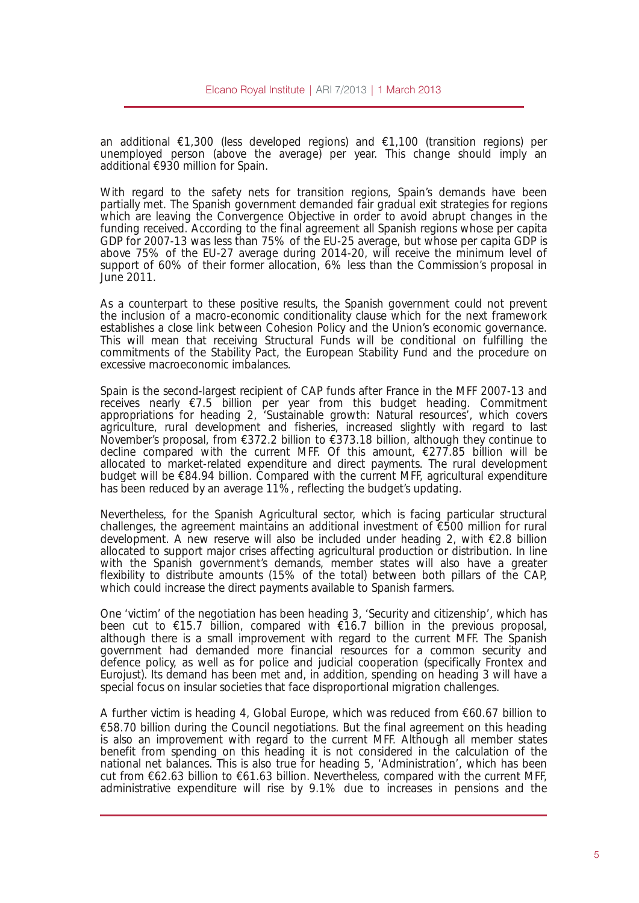an additional €1,300 (less developed regions) and €1,100 (transition regions) per unemployed person (above the average) per year. This change should imply an additional €930 million for Spain.

With regard to the safety nets for transition regions, Spain's demands have been partially met. The Spanish government demanded fair gradual exit strategies for regions which are leaving the Convergence Objective in order to avoid abrupt changes in the funding received. According to the final agreement all Spanish regions whose per capita GDP for 2007-13 was less than 75% of the EU-25 average, but whose per capita GDP is above 75% of the EU-27 average during 2014-20, will receive the minimum level of support of 60% of their former allocation, 6% less than the Commission's proposal in June 2011.

As a counterpart to these positive results, the Spanish government could not prevent the inclusion of a macro-economic conditionality clause which for the next framework establishes a close link between Cohesion Policy and the Union's economic governance. This will mean that receiving Structural Funds will be conditional on fulfilling the commitments of the Stability Pact, the European Stability Fund and the procedure on excessive macroeconomic imbalances.

Spain is the second-largest recipient of CAP funds after France in the MFF 2007-13 and receives nearly €7.5 billion per year from this budget heading. Commitment appropriations for heading 2, 'Sustainable growth: Natural resources', which covers agriculture, rural development and fisheries, increased slightly with regard to last November's proposal, from €372.2 billion to €373.18 billion, although they continue to decline compared with the current MFF. Of this amount, €277.85 billion will be allocated to market-related expenditure and direct payments. The rural development budget will be €84.94 billion. Compared with the current MFF, agricultural expenditure has been reduced by an average 11%, reflecting the budget's updating.

Nevertheless, for the Spanish Agricultural sector, which is facing particular structural challenges, the agreement maintains an additional investment of €500 million for rural development. A new reserve will also be included under heading 2, with €2.8 billion allocated to support major crises affecting agricultural production or distribution. In line with the Spanish government's demands, member states will also have a greater flexibility to distribute amounts (15% of the total) between both pillars of the CAP, which could increase the direct payments available to Spanish farmers.

One 'victim' of the negotiation has been heading 3, 'Security and citizenship', which has been cut to €15.7 billion, compared with €16.7 billion in the previous proposal, although there is a small improvement with regard to the current MFF. The Spanish government had demanded more financial resources for a common security and defence policy, as well as for police and judicial cooperation (specifically Frontex and Eurojust). Its demand has been met and, in addition, spending on heading 3 will have a special focus on insular societies that face disproportional migration challenges.

A further victim is heading 4, Global Europe, which was reduced from €60.67 billion to €58.70 billion during the Council negotiations. But the final agreement on this heading is also an improvement with regard to the current MFF. Although all member states benefit from spending on this heading it is not considered in the calculation of the national net balances. This is also true for heading 5, 'Administration', which has been cut from €62.63 billion to €61.63 billion. Nevertheless, compared with the current MFF, administrative expenditure will rise by 9.1% due to increases in pensions and the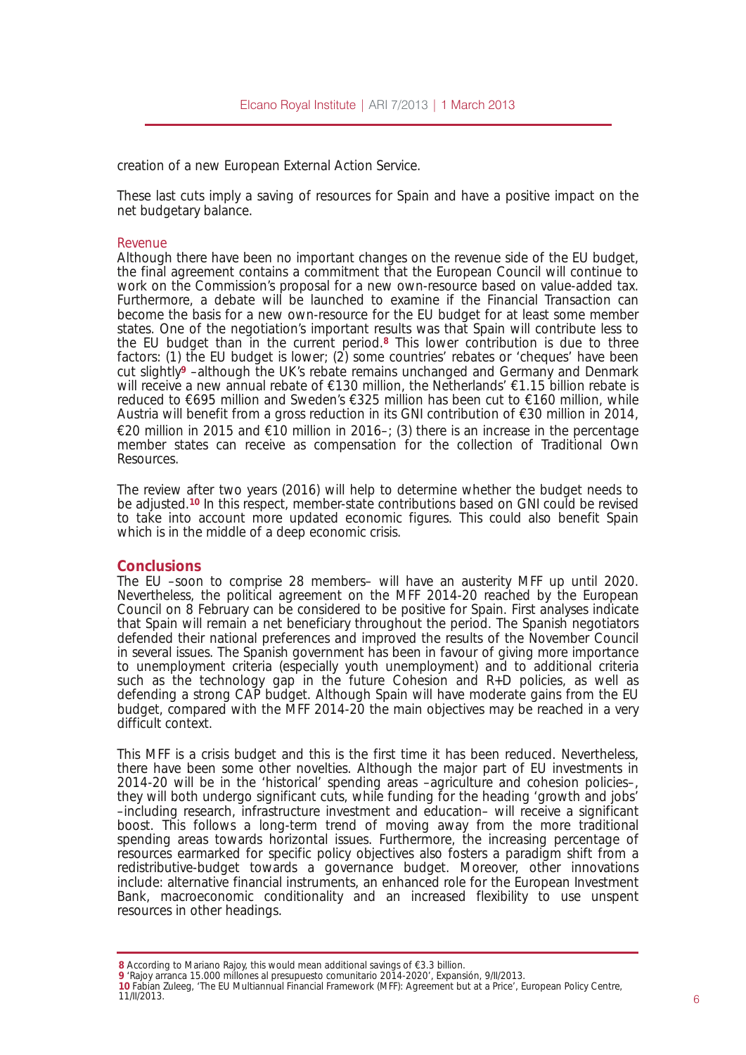creation of a new European External Action Service.

These last cuts imply a saving of resources for Spain and have a positive impact on the net budgetary balance.

### Revenue

Although there have been no important changes on the revenue side of the EU budget, the final agreement contains a commitment that the European Council will continue to work on the Commission's proposal for a new own-resource based on value-added tax. Furthermore, a debate will be launched to examine if the Financial Transaction can become the basis for a new own-resource for the EU budget for at least some member states. One of the negotiation's important results was that Spain will contribute less to the EU budget than in the current period.[8] This lower contribution is due to three factors: (1) the EU budget is lower; (2) some countries' rebates or 'cheques' have been cut slightly[9] –although the UK's rebate remains unchanged and Germany and Denmark will receive a new annual rebate of €130 million, the Netherlands' €1.15 billion rebate is reduced to €695 million and Sweden's €325 million has been cut to €160 million, while Austria will benefit from a gross reduction in its GNI contribution of €30 million in 2014, €20 million in 2015 and €10 million in 2016–; (3) there is an increase in the percentage member states can receive as compensation for the collection of Traditional Own Resources.

The review after two years (2016) will help to determine whether the budget needs to be adjusted.[10] In this respect, member-state contributions based on GNI could be revised to take into account more updated economic figures. This could also benefit Spain which is in the middle of a deep economic crisis.

## Conclusions

The EU –soon to comprise 28 members– will have an austerity MFF up until 2020. Nevertheless, the political agreement on the MFF 2014-20 reached by the European Council on 8 February can be considered to be positive for Spain. First analyses indicate that Spain will remain a net beneficiary throughout the period. The Spanish negotiators defended their national preferences and improved the results of the November Council in several issues. The Spanish government has been in favour of giving more importance to unemployment criteria (especially youth unemployment) and to additional criteria such as the technology gap in the future Cohesion and R+D policies, as well as defending a strong CAP budget. Although Spain will have moderate gains from the EU budget, compared with the MFF 2014-20 the main objectives may be reached in a very difficult context.

This MFF is a crisis budget and this is the first time it has been reduced. Nevertheless, there have been some other novelties. Although the major part of EU investments in 2014-20 will be in the 'historical' spending areas –agriculture and cohesion policies–, they will both undergo significant cuts, while funding for the heading 'growth and jobs' –including research, infrastructure investment and education– will receive a significant boost. This follows a long-term trend of moving away from the more traditional spending areas towards horizontal issues. Furthermore, the increasing percentage of resources earmarked for specific policy objectives also fosters a paradigm shift from a redistributive-budget towards a governance budget. Moreover, other innovations include: alternative financial instruments, an enhanced role for the European Investment Bank, macroeconomic conditionality and an increased flexibility to use unspent resources in other headings.

---

[8] According to Mariano Rajoy, this would mean additional savings of €3.3 billion.

[9] 'Rajoy arranca 15.000 millones al presupuesto comunitario 2014-2020', Expansión, 9/II/2013.

[10] Fabian Zuleeg, 'The EU Multiannual Financial Framework (MFF): Agreement but at a Price', European Policy Centre, 11/II/2013.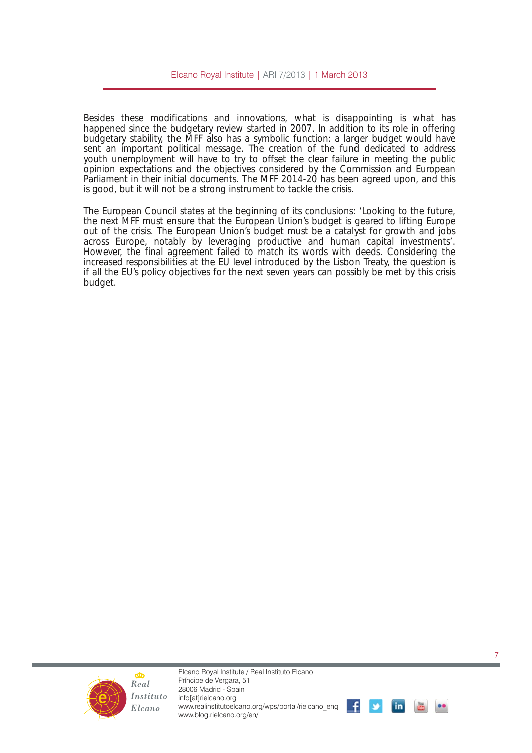Besides these modifications and innovations, what is disappointing is what has happened since the budgetary review started in 2007. In addition to its role in offering budgetary stability, the MFF also has a symbolic function: a larger budget would have sent an important political message. The creation of the fund dedicated to address youth unemployment will have to try to offset the clear failure in meeting the public opinion expectations and the objectives considered by the Commission and European Parliament in their initial documents. The MFF 2014-20 has been agreed upon, and this is good, but it will not be a strong instrument to tackle the crisis.

The European Council states at the beginning of its conclusions: 'Looking to the future, the next MFF must ensure that the European Union's budget is geared to lifting Europe out of the crisis. The European Union's budget must be a catalyst for growth and jobs across Europe, notably by leveraging productive and human capital investments'. However, the final agreement failed to match its words with deeds. Considering the increased responsibilities at the EU level introduced by the Lisbon Treaty, the question is if all the EU's policy objectives for the next seven years can possibly be met by this crisis budget.